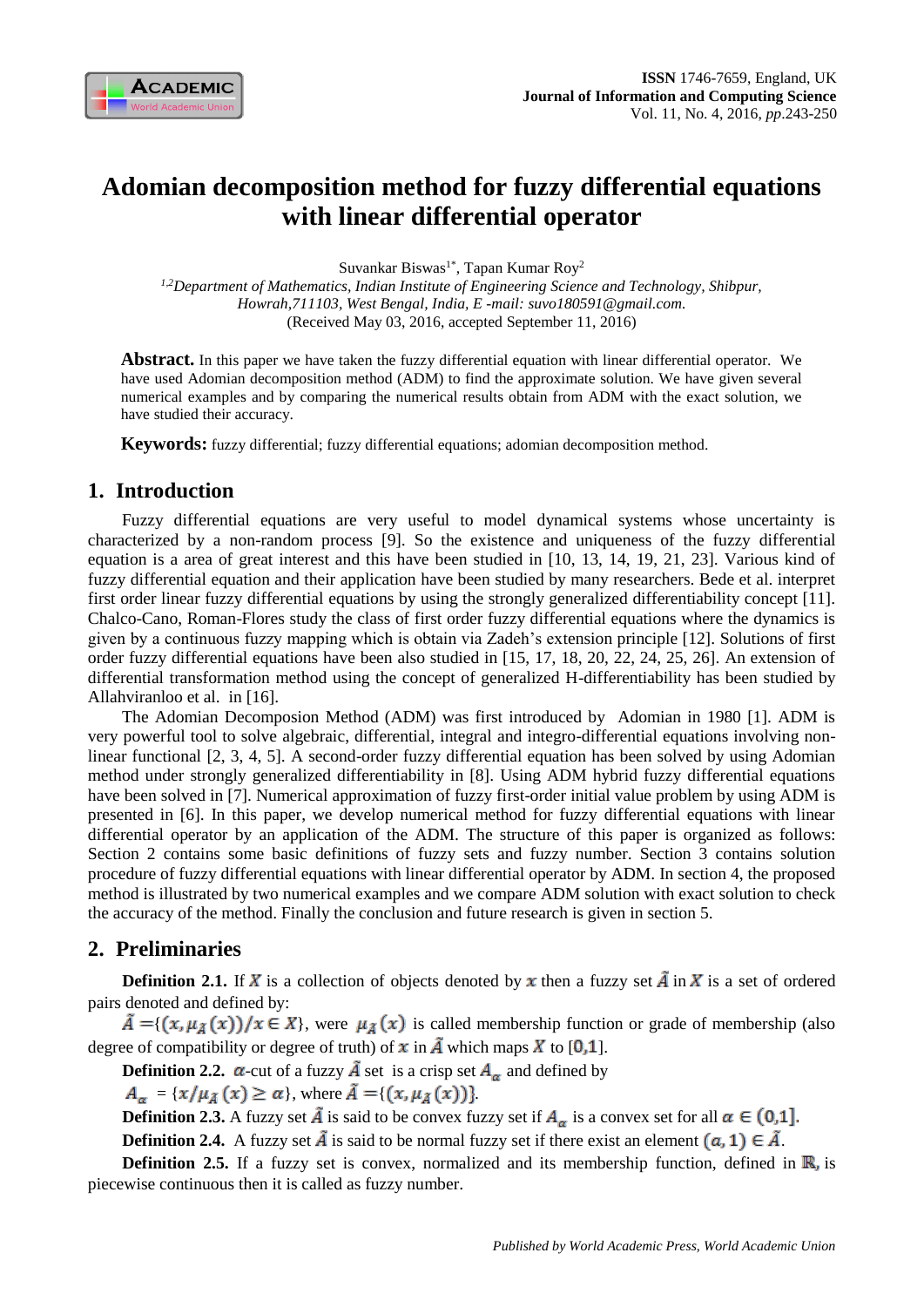# Adomian decomposition method for fuzzy differential equations with linear differential operator

Suvankar Biswas[1*], Tapan Kumar Roy[2]

*[1,2]Department of Mathematics, Indian Institute of Engineering Science and Technology, Shibpur, Howrah,711103, West Bengal, India, E -mail: suvo180591@gmail.com.*

(Received May 03, 2016, accepted September 11, 2016)

**Abstract.** In this paper we have taken the fuzzy differential equation with linear differential operator. We have used Adomian decomposition method (ADM) to find the approximate solution. We have given several numerical examples and by comparing the numerical results obtain from ADM with the exact solution, we have studied their accuracy.

**Keywords:** fuzzy differential; fuzzy differential equations; adomian decomposition method.

## 1. Introduction

Fuzzy differential equations are very useful to model dynamical systems whose uncertainty is characterized by a non-random process [9]. So the existence and uniqueness of the fuzzy differential equation is a area of great interest and this have been studied in [10, 13, 14, 19, 21, 23]. Various kind of fuzzy differential equation and their application have been studied by many researchers. Bede et al. interpret first order linear fuzzy differential equations by using the strongly generalized differentiability concept [11]. Chalco-Cano, Roman-Flores study the class of first order fuzzy differential equations where the dynamics is given by a continuous fuzzy mapping which is obtain via Zadeh's extension principle [12]. Solutions of first order fuzzy differential equations have been also studied in [15, 17, 18, 20, 22, 24, 25, 26]. An extension of differential transformation method using the concept of generalized H-differentiability has been studied by Allahviranloo et al. in [16].

The Adomian Decomposition Method (ADM) was first introduced by Adomian in 1980 [1]. ADM is very powerful tool to solve algebraic, differential, integral and integro-differential equations involving non-linear functional [2, 3, 4, 5]. A second-order fuzzy differential equation has been solved by using Adomian method under strongly generalized differentiability in [8]. Using ADM hybrid fuzzy differential equations have been solved in [7]. Numerical approximation of fuzzy first-order initial value problem by using ADM is presented in [6]. In this paper, we develop numerical method for fuzzy differential equations with linear differential operator by an application of the ADM. The structure of this paper is organized as follows: Section 2 contains some basic definitions of fuzzy sets and fuzzy number. Section 3 contains solution procedure of fuzzy differential equations with linear differential operator by ADM. In section 4, the proposed method is illustrated by two numerical examples and we compare ADM solution with exact solution to check the accuracy of the method. Finally the conclusion and future research is given in section 5.

## 2. Preliminaries

**Definition 2.1.** If $X$ is a collection of objects denoted by $x$ then a fuzzy set $\tilde{A}$ in $X$ is a set of ordered pairs denoted and defined by:

$\tilde{A} = \{(x, \mu_{\tilde{A}}(x))/x \in X\}$, were $\mu_{\tilde{A}}(x)$ is called membership function or grade of membership (also degree of compatibility or degree of truth) of $x$ in $\tilde{A}$ which maps $X$ to $[0,1]$.

**Definition 2.2.** $\alpha$-cut of a fuzzy $\tilde{A}$ set is a crisp set $A_\alpha$ and defined by

$A_\alpha = \{x/\mu_{\tilde{A}}(x) \geq \alpha\}$, where $\tilde{A} = \{(x, \mu_{\tilde{A}}(x))\}$.

**Definition 2.3.** A fuzzy set $\tilde{A}$ is said to be convex fuzzy set if $A_\alpha$ is a convex set for all $\alpha \in (0,1]$.

**Definition 2.4.** A fuzzy set $\tilde{A}$ is said to be normal fuzzy set if there exist an element $(a, 1) \in \tilde{A}$.

**Definition 2.5.** If a fuzzy set is convex, normalized and its membership function, defined in $\mathbb{R}$, is piecewise continuous then it is called as fuzzy number.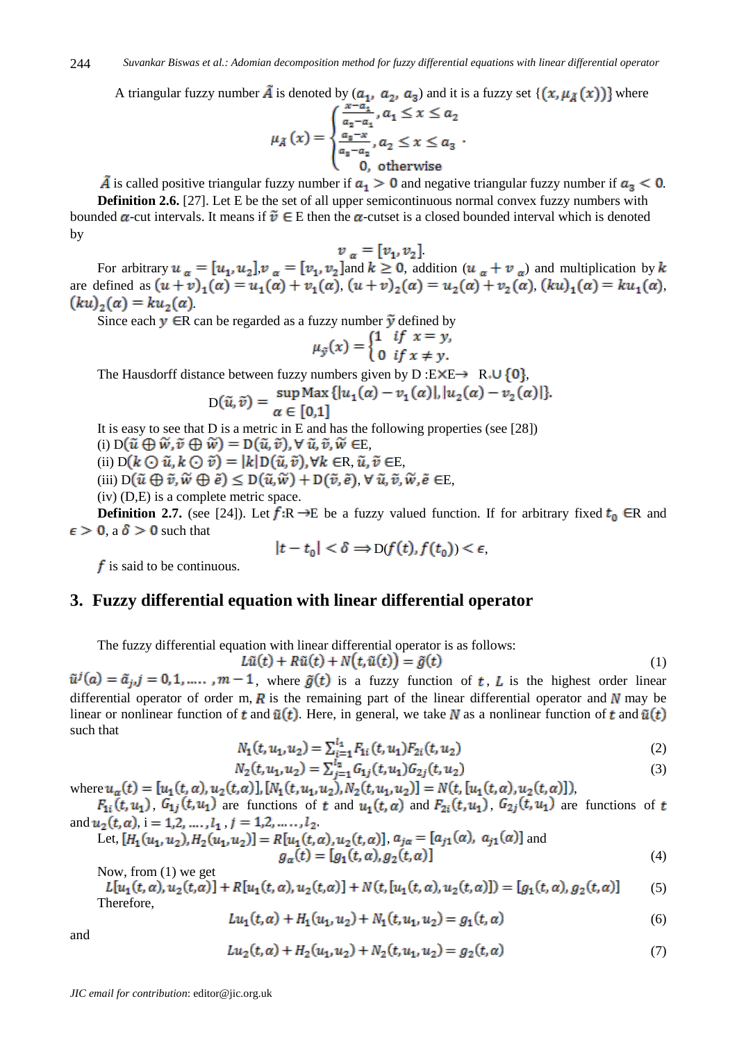A triangular fuzzy number $\tilde{A}$ is denoted by $(a_1, a_2, a_3)$ and it is a fuzzy set $\{(x, \mu_{\tilde{A}}(x))\}$ where

$$\mu_{\tilde{A}}(x) = \begin{cases} \frac{x-a_1}{a_2-a_1}, a_1 \le x \le a_2 \\ \frac{a_3-x}{a_3-a_2}, a_2 \le x \le a_3 \\ 0, \text{ otherwise} \end{cases}.$$

$\tilde{A}$ is called positive triangular fuzzy number if $a_1 > 0$ and negative triangular fuzzy number if $a_3 < 0$.

**Definition 2.6.** [27]. Let E be the set of all upper semicontinuous normal convex fuzzy numbers with bounded $\alpha$-cut intervals. It means if $\tilde{v} \in$ E then the $\alpha$-cutset is a closed bounded interval which is denoted by

$$v_{\alpha} = [v_1, v_2].$$

For arbitrary $u_{\alpha} = [u_1, u_2]$, $v_{\alpha} = [v_1, v_2]$ and $k \ge 0$, addition $(u_{\alpha} + v_{\alpha})$ and multiplication by $k$ are defined as $(u+v)_1(\alpha) = u_1(\alpha) + v_1(\alpha)$, $(u+v)_2(\alpha) = u_2(\alpha) + v_2(\alpha)$, $(ku)_1(\alpha) = ku_1(\alpha)$, $(ku)_2(\alpha) = ku_2(\alpha)$.

Since each $y \in$R can be regarded as a fuzzy number $\tilde{y}$ defined by

$$\mu_{\tilde{y}}(x) = \begin{cases} 1 & if \ x = y, \\ 0 & if \ x \neq y. \end{cases}$$

The Hausdorff distance between fuzzy numbers given by D :E×E→ R$_+$∪ $\{0\}$,

$$\mathrm{D}(\tilde{u}, \tilde{v}) = \sup_{\alpha \in [0,1]} \mathrm{Max}\{|u_1(\alpha) - v_1(\alpha)|, |u_2(\alpha) - v_2(\alpha)|\}.$$

It is easy to see that D is a metric in E and has the following properties (see [28])

(i) $\mathrm{D}(\tilde{u} \oplus \tilde{w}, \tilde{v} \oplus \tilde{w}) = \mathrm{D}(\tilde{u}, \tilde{v}), \forall \tilde{u}, \tilde{v}, \tilde{w} \in$E,

(ii) $\mathrm{D}(k \odot \tilde{u}, k \odot \tilde{v}) = |k|\mathrm{D}(\tilde{u}, \tilde{v}), \forall k \in$R, $\tilde{u}, \tilde{v} \in$E,

(iii) $\mathrm{D}(\tilde{u} \oplus \tilde{v}, \tilde{w} \oplus \tilde{e}) \le \mathrm{D}(\tilde{u}, \tilde{w}) + \mathrm{D}(\tilde{v}, \tilde{e}), \forall \tilde{u}, \tilde{v}, \tilde{w}, \tilde{e} \in$E,

(iv) (D,E) is a complete metric space.

**Definition 2.7.** (see [24]). Let $f$:R →E be a fuzzy valued function. If for arbitrary fixed $t_0 \in$R and $\epsilon > 0$, a $\delta > 0$ such that

$$|t - t_0| < \delta \Rightarrow \mathrm{D}(f(t), f(t_0)) < \epsilon,$$

$f$ is said to be continuous.

## 3. Fuzzy differential equation with linear differential operator

The fuzzy differential equation with linear differential operator is as follows:

$$L\tilde{u}(t) + R\tilde{u}(t) + N(t, \tilde{u}(t)) = \tilde{g}(t) \tag{1}$$

$\tilde{u}^j(a) = \tilde{a}_j, j = 0,1, \dots, m-1$, where $\tilde{g}(t)$ is a fuzzy function of $t$, $L$ is the highest order linear differential operator of order m, $R$ is the remaining part of the linear differential operator and $N$ may be linear or nonlinear function of $t$ and $\tilde{u}(t)$. Here, in general, we take $N$ as a nonlinear function of $t$ and $\tilde{u}(t)$ such that

$$N_1(t, u_1, u_2) = \sum_{i=1}^{l_1} F_{1i}(t, u_1) F_{2i}(t, u_2) \tag{2}$$

$$N_2(t, u_1, u_2) = \sum_{j=1}^{l_2} G_{1j}(t, u_1) G_{2j}(t, u_2) \tag{3}$$

where $u_{\alpha}(t) = [u_1(t,\alpha), u_2(t,\alpha)]$, $[N_1(t, u_1, u_2), N_2(t, u_1, u_2)] = N(t, [u_1(t,\alpha), u_2(t,\alpha)])$,

$F_{1i}(t, u_1)$, $G_{1j}(t, u_1)$ are functions of $t$ and $u_1(t,\alpha)$ and $F_{2i}(t, u_1)$, $G_{2j}(t, u_1)$ are functions of $t$ and $u_2(t,\alpha)$, i = $1,2, \dots, l_1$, $j = 1,2, \dots, l_2$.

Let, $[H_1(u_1, u_2), H_2(u_1, u_2)] = R[u_1(t,\alpha), u_2(t,\alpha)]$, $a_{j\alpha} = [a_{j1}(\alpha), a_{j1}(\alpha)]$ and

$$g_{\alpha}(t) = [g_1(t,\alpha), g_2(t,\alpha)] \tag{4}$$

Now, from (1) we get

$$L[u_1(t,\alpha), u_2(t,\alpha)] + R[u_1(t,\alpha), u_2(t,\alpha)] + N(t, [u_1(t,\alpha), u_2(t,\alpha)]) = [g_1(t,\alpha), g_2(t,\alpha)] \tag{5}$$

Therefore,

$$Lu_1(t,\alpha) + H_1(u_1, u_2) + N_1(t, u_1, u_2) = g_1(t,\alpha) \tag{6}$$

and

$$Lu_2(t,\alpha) + H_2(u_1, u_2) + N_2(t, u_1, u_2) = g_2(t,\alpha) \tag{7}$$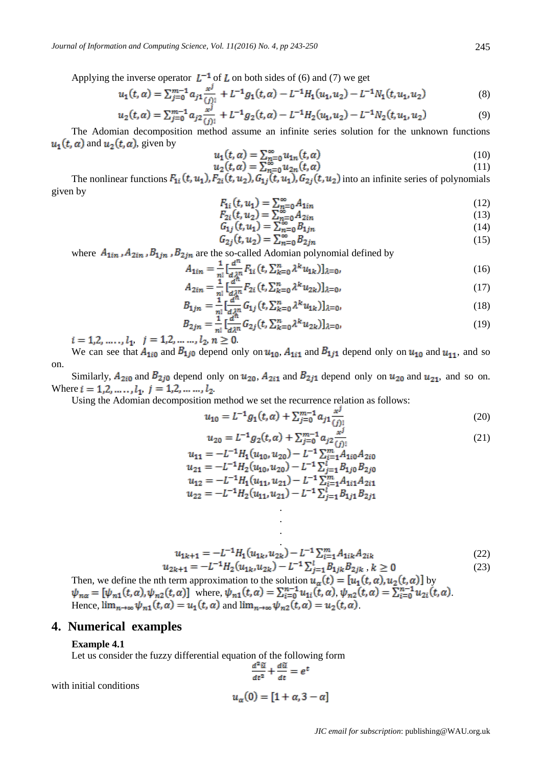Applying the inverse operator $L^{-1}$ of $L$ on both sides of (6) and (7) we get

$$u_1(t,\alpha) = \sum_{j=0}^{m-1} a_{j1}\frac{x^j}{(j)!} + L^{-1}g_1(t,\alpha) - L^{-1}H_1(u_1,u_2) - L^{-1}N_1(t,u_1,u_2) \tag{8}$$

$$u_2(t,\alpha) = \sum_{j=0}^{m-1} a_{j2}\frac{x^j}{(j)!} + L^{-1}g_2(t,\alpha) - L^{-1}H_2(u_1,u_2) - L^{-1}N_2(t,u_1,u_2) \tag{9}$$

The Adomian decomposition method assume an infinite series solution for the unknown functions $u_1(t,\alpha)$ and $u_2(t,\alpha)$, given by

$$u_1(t,\alpha) = \sum_{n=0}^{\infty} u_{1n}(t,\alpha) \tag{10}$$

$$u_2(t,\alpha) = \sum_{n=0}^{\infty} u_{2n}(t,\alpha) \tag{11}$$

The nonlinear functions $F_{1i}(t,u_1), F_{2i}(t,u_2), G_{1j}(t,u_1), G_{2j}(t,u_2)$ into an infinite series of polynomials given by

$$F_{1i}(t,u_1) = \sum_{n=0}^{\infty} A_{1in} \tag{12}$$

$$F_{2i}(t,u_2) = \sum_{n=0}^{\infty} A_{2in} \tag{13}$$

$$G_{1j}(t,u_1) = \sum_{n=0}^{\infty} B_{1jn} \tag{14}$$

$$G_{2j}(t,u_2) = \sum_{n=0}^{\infty} B_{2jn} \tag{15}$$

where $A_{1in}, A_{2in}, B_{1jn}, B_{2jn}$ are the so-called Adomian polynomial defined by

$$A_{1in} = \frac{1}{n!}\left[\frac{d^n}{d\lambda^n} F_{1i}\left(t, \sum_{k=0}^{n} \lambda^k u_{1k}\right)\right]_{\lambda=0}, \tag{16}$$

$$A_{2in} = \frac{1}{n!}\left[\frac{d^n}{d\lambda^n} F_{2i}\left(t, \sum_{k=0}^{n} \lambda^k u_{2k}\right)\right]_{\lambda=0}, \tag{17}$$

$$B_{1jn} = \frac{1}{n!}\left[\frac{d^n}{d\lambda^n} G_{1j}\left(t, \sum_{k=0}^{n} \lambda^k u_{1k}\right)\right]_{\lambda=0}, \tag{18}$$

$$B_{2jn} = \frac{1}{n!}\left[\frac{d^n}{d\lambda^n} G_{2j}\left(t, \sum_{k=0}^{n} \lambda^k u_{2k}\right)\right]_{\lambda=0}, \tag{19}$$

$i = 1,2,\ldots,l_1,\ \ j = 1,2,\ldots,l_2,\ n \geq 0.$

We can see that $A_{1i0}$ and $B_{1j0}$ depend only on $u_{10}$, $A_{1i1}$ and $B_{1j1}$ depend only on $u_{10}$ and $u_{11}$, and so on.

Similarly, $A_{2i0}$ and $B_{2j0}$ depend only on $u_{20}$, $A_{2i1}$ and $B_{2j1}$ depend only on $u_{20}$ and $u_{21}$, and so on. Where $i = 1,2,\ldots,l_1,\ j = 1,2,\ldots,l_2$.

Using the Adomian decomposition method we set the recurrence relation as follows:

$$u_{10} = L^{-1}g_1(t,\alpha) + \sum_{j=0}^{m-1} a_{j1}\frac{x^j}{(j)!} \tag{20}$$

$$u_{20} = L^{-1}g_2(t,\alpha) + \sum_{j=0}^{m-1} a_{j2}\frac{x^j}{(j)!} \tag{21}$$

$$u_{11} = -L^{-1}H_1(u_{10},u_{20}) - L^{-1}\sum_{i=1}^{m} A_{1i0}A_{2i0}$$

$$u_{21} = -L^{-1}H_2(u_{10},u_{20}) - L^{-1}\sum_{j=1}^{l} B_{1j0}B_{2j0}$$

$$u_{12} = -L^{-1}H_1(u_{11},u_{21}) - L^{-1}\sum_{i=1}^{m} A_{1i1}A_{2i1}$$

$$u_{22} = -L^{-1}H_2(u_{11},u_{21}) - L^{-1}\sum_{j=1}^{l} B_{1j1}B_{2j1}$$

$$\vdots$$

$$u_{1k+1} = -L^{-1}H_1(u_{1k},u_{2k}) - L^{-1}\sum_{i=1}^{m} A_{1ik}A_{2ik} \tag{22}$$

$$u_{2k+1} = -L^{-1}H_2(u_{1k},u_{2k}) - L^{-1}\sum_{j=1}^{l} B_{1jk}B_{2jk}\ ,\ k \geq 0 \tag{23}$$

Then, we define the nth term approximation to the solution $u_\alpha(t) = [u_1(t,\alpha), u_2(t,\alpha)]$ by $\psi_{n\alpha} = [\psi_{n1}(t,\alpha), \psi_{n2}(t,\alpha)]$ where, $\psi_{n1}(t,\alpha) = \sum_{i=0}^{n-1} u_{1i}(t,\alpha)$, $\psi_{n2}(t,\alpha) = \sum_{i=0}^{n-1} u_{2i}(t,\alpha)$.
Hence, $\lim_{n\to\infty} \psi_{n1}(t,\alpha) = u_1(t,\alpha)$ and $\lim_{n\to\infty} \psi_{n2}(t,\alpha) = u_2(t,\alpha)$.

## 4. Numerical examples

**Example 4.1**

Let us consider the fuzzy differential equation of the following form

$$\frac{d^2\tilde{u}}{dt^2} + \frac{d\tilde{u}}{dt} = e^t$$

with initial conditions

$$u_\alpha(0) = [1+\alpha, 3-\alpha]$$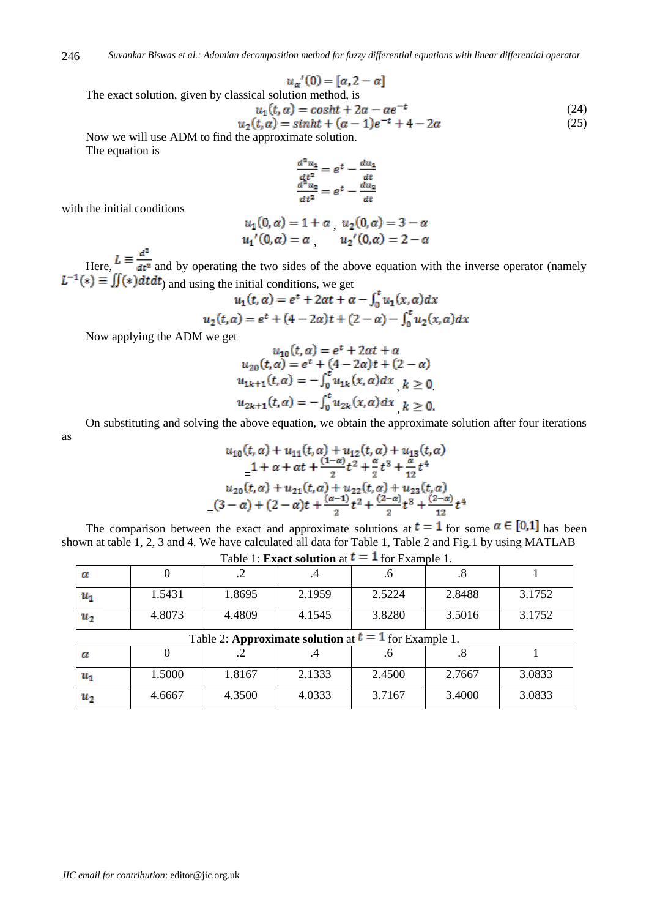$$u_\alpha{}'(0) = [\alpha, 2-\alpha]$$

The exact solution, given by classical solution method, is

$$u_1(t,\alpha) = cosht + 2\alpha - \alpha e^{-t} \tag{24}$$

$$u_2(t,\alpha) = sinht + (\alpha - 1)e^{-t} + 4 - 2\alpha \tag{25}$$

Now we will use ADM to find the approximate solution.

The equation is

$$\frac{d^2u_1}{dt^2} = e^t - \frac{du_1}{dt}$$

$$\frac{d^2u_2}{dt^2} = e^t - \frac{du_2}{dt}$$

with the initial conditions

$$u_1(0,\alpha) = 1+\alpha\ ,\ u_2(0,\alpha) = 3-\alpha$$

$$u_1{}'(0,\alpha) = \alpha\ ,\quad u_2{}'(0,\alpha) = 2-\alpha$$

Here, $L \equiv \frac{d^2}{dt^2}$ and by operating the two sides of the above equation with the inverse operator (namely $L^{-1}(*) \equiv \iint(*)dtdt$) and using the initial conditions, we get

$$u_1(t,\alpha) = e^t + 2\alpha t + \alpha - \int_0^t u_1(x,\alpha)dx$$

$$u_2(t,\alpha) = e^t + (4-2\alpha)t + (2-\alpha) - \int_0^t u_2(x,\alpha)dx$$

Now applying the ADM we get

$$u_{10}(t,\alpha) = e^t + 2\alpha t + \alpha$$

$$u_{20}(t,\alpha) = e^t + (4-2\alpha)t + (2-\alpha)$$

$$u_{1k+1}(t,\alpha) = -\int_0^t u_{1k}(x,\alpha)dx\ ,\ k \geq 0.$$

$$u_{2k+1}(t,\alpha) = -\int_0^t u_{2k}(x,\alpha)dx\ ,\ k \geq 0.$$

On substituting and solving the above equation, we obtain the approximate solution after four iterations as

$$u_{10}(t,\alpha) + u_{11}(t,\alpha) + u_{12}(t,\alpha) + u_{13}(t,\alpha)$$
$$= 1 + \alpha + \alpha t + \frac{(1-\alpha)}{2}t^2 + \frac{\alpha}{2}t^3 + \frac{\alpha}{12}t^4$$

$$u_{20}(t,\alpha) + u_{21}(t,\alpha) + u_{22}(t,\alpha) + u_{23}(t,\alpha)$$
$$= (3-\alpha) + (2-\alpha)t + \frac{(\alpha-1)}{2}t^2 + \frac{(2-\alpha)}{2}t^3 + \frac{(2-\alpha)}{12}t^4$$

The comparison between the exact and approximate solutions at $t = 1$ for some $\alpha \in [0,1]$ has been shown at table 1, 2, 3 and 4. We have calculated all data for Table 1, Table 2 and Fig.1 by using MATLAB

Table 1: **Exact solution** at $t = 1$ for Example 1.

| $\alpha$ | 0 | .2 | .4 | .6 | .8 | 1 |
|---|---|---|---|---|---|---|
| $u_1$ | 1.5431 | 1.8695 | 2.1959 | 2.5224 | 2.8488 | 3.1752 |
| $u_2$ | 4.8073 | 4.4809 | 4.1545 | 3.8280 | 3.5016 | 3.1752 |

Table 2: **Approximate solution** at $t = 1$ for Example 1.

| $\alpha$ | 0 | .2 | .4 | .6 | .8 | 1 |
|---|---|---|---|---|---|---|
| $u_1$ | 1.5000 | 1.8167 | 2.1333 | 2.4500 | 2.7667 | 3.0833 |
| $u_2$ | 4.6667 | 4.3500 | 4.0333 | 3.7167 | 3.4000 | 3.0833 |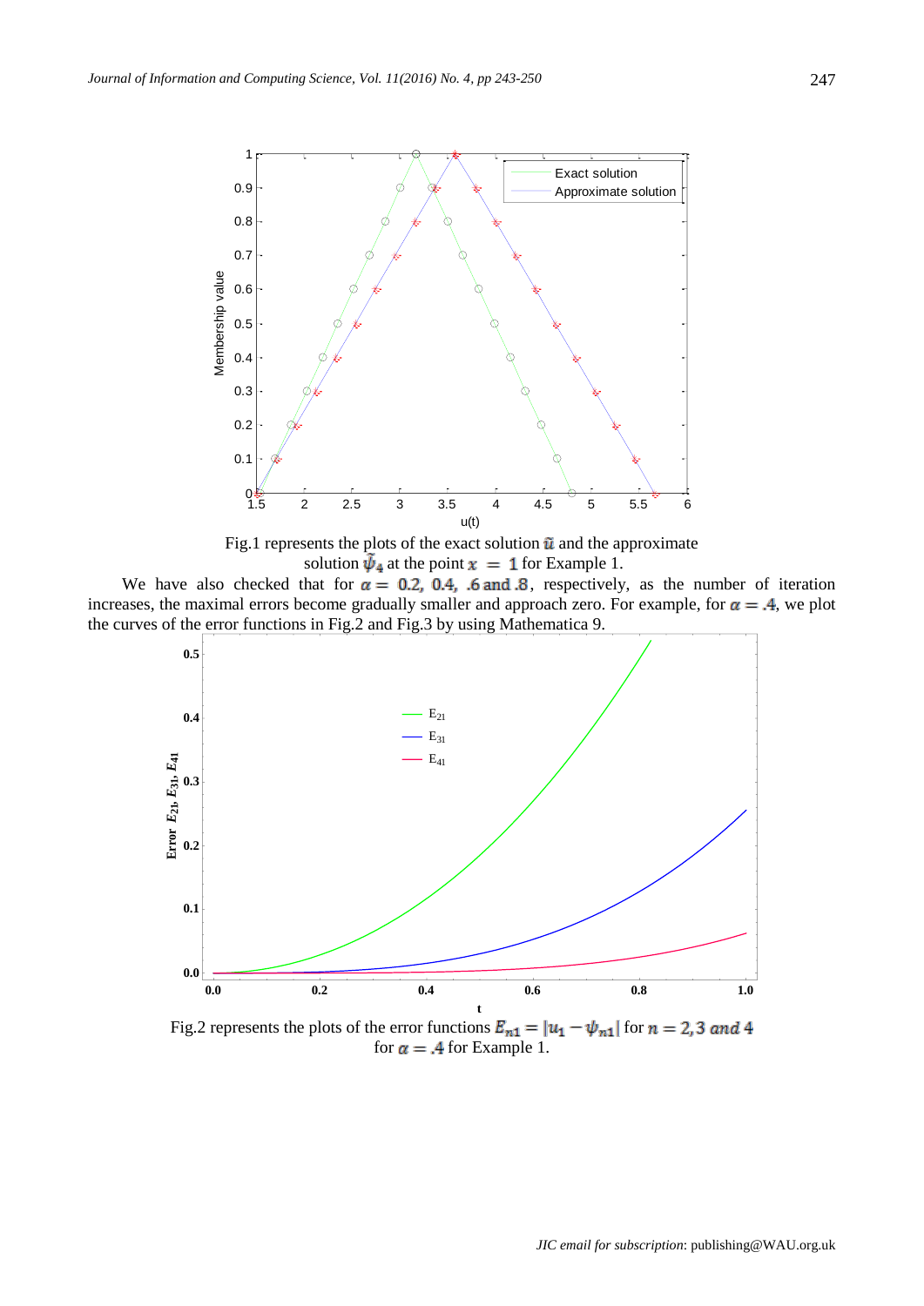Fig.1 represents the plots of the exact solution $\tilde{u}$ and the approximate solution $\tilde{\psi}_4$ at the point $x = 1$ for Example 1.

We have also checked that for $\alpha = 0.2, 0.4, .6$ and $.8$, respectively, as the number of iteration increases, the maximal errors become gradually smaller and approach zero. For example, for $\alpha = .4$, we plot the curves of the error functions in Fig.2 and Fig.3 by using Mathematica 9.

Fig.2 represents the plots of the error functions $E_{n1} = |u_1 - \psi_{n1}|$ for $n = 2, 3$ and $4$ for $\alpha = .4$ for Example 1.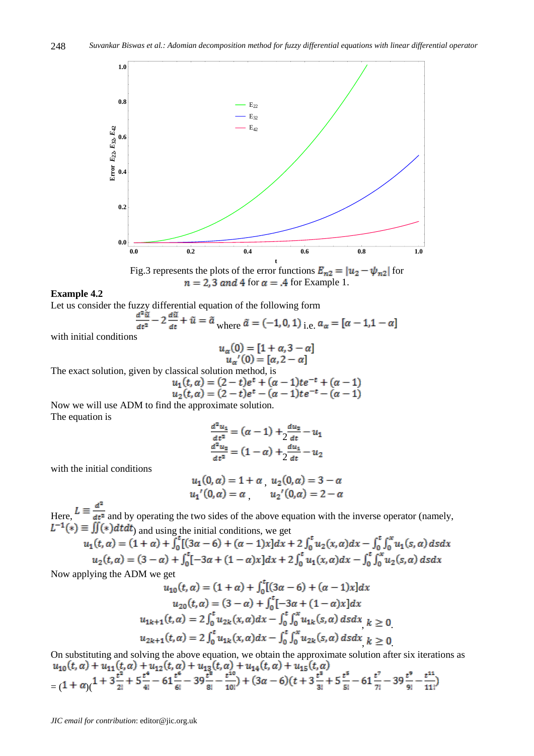Fig.3 represents the plots of the error functions $E_{n2} = |u_2 - \psi_{n2}|$ for $n = 2, 3$ and $4$ for $\alpha = .4$ for Example 1.

**Example 4.2**

Let us consider the fuzzy differential equation of the following form

$$\frac{d^2\tilde{u}}{dt^2} - 2\frac{d\tilde{u}}{dt} + \tilde{u} = \tilde{a} \text{ where } \tilde{a} = (-1, 0, 1) \text{ i.e. } a_\alpha = [\alpha - 1, 1 - \alpha]$$

with initial conditions

$$u_\alpha(0) = [1 + \alpha, 3 - \alpha]$$
$$u_\alpha'(0) = [\alpha, 2 - \alpha]$$

The exact solution, given by classical solution method, is

$$u_1(t, \alpha) = (2 - t)e^t + (\alpha - 1)te^{-t} + (\alpha - 1)$$
$$u_2(t, \alpha) = (2 - t)e^t - (\alpha - 1)te^{-t} - (\alpha - 1)$$

Now we will use ADM to find the approximate solution.

The equation is

$$\frac{d^2u_1}{dt^2} = (\alpha - 1) + 2\frac{du_2}{dt} - u_1$$
$$\frac{d^2u_2}{dt^2} = (1 - \alpha) + 2\frac{du_1}{dt} - u_2$$

with the initial conditions

$$u_1(0, \alpha) = 1 + \alpha, \quad u_2(0, \alpha) = 3 - \alpha$$
$$u_1'(0, \alpha) = \alpha, \quad u_2'(0, \alpha) = 2 - \alpha$$

Here, $L \equiv \frac{d^2}{dt^2}$ and by operating the two sides of the above equation with the inverse operator (namely, $L^{-1}(*) \equiv \iint(*)dtdt$) and using the initial conditions, we get

$$u_1(t, \alpha) = (1 + \alpha) + \int_0^t [(3\alpha - 6) + (\alpha - 1)x]dx + 2\int_0^t u_2(x, \alpha)dx - \int_0^t \int_0^x u_1(s, \alpha)\,dsdx$$
$$u_2(t, \alpha) = (3 - \alpha) + \int_0^t [-3\alpha + (1 - \alpha)x]dx + 2\int_0^t u_1(x, \alpha)dx - \int_0^t \int_0^x u_2(s, \alpha)\,dsdx$$

Now applying the ADM we get

$$u_{10}(t, \alpha) = (1 + \alpha) + \int_0^t [(3\alpha - 6) + (\alpha - 1)x]dx$$
$$u_{20}(t, \alpha) = (3 - \alpha) + \int_0^t [-3\alpha + (1 - \alpha)x]dx$$
$$u_{1k+1}(t, \alpha) = 2\int_0^t u_{2k}(x, \alpha)dx - \int_0^t \int_0^x u_{1k}(s, \alpha)\,dsdx, \quad k \geq 0.$$
$$u_{2k+1}(t, \alpha) = 2\int_0^t u_{1k}(x, \alpha)dx - \int_0^t \int_0^x u_{2k}(s, \alpha)\,dsdx, \quad k \geq 0.$$

On substituting and solving the above equation, we obtain the approximate solution after six iterations as

$$u_{10}(t, \alpha) + u_{11}(t, \alpha) + u_{12}(t, \alpha) + u_{13}(t, \alpha) + u_{14}(t, \alpha) + u_{15}(t, \alpha)$$
$$= (1 + \alpha)\left(1 + 3\frac{t^2}{2!} + 5\frac{t^4}{4!} - 61\frac{t^6}{6!} - 39\frac{t^8}{8!} - \frac{t^{10}}{10!}\right) + (3\alpha - 6)\left(t + 3\frac{t^3}{3!} + 5\frac{t^5}{5!} - 61\frac{t^7}{7!} - 39\frac{t^9}{9!} - \frac{t^{11}}{11!}\right)$$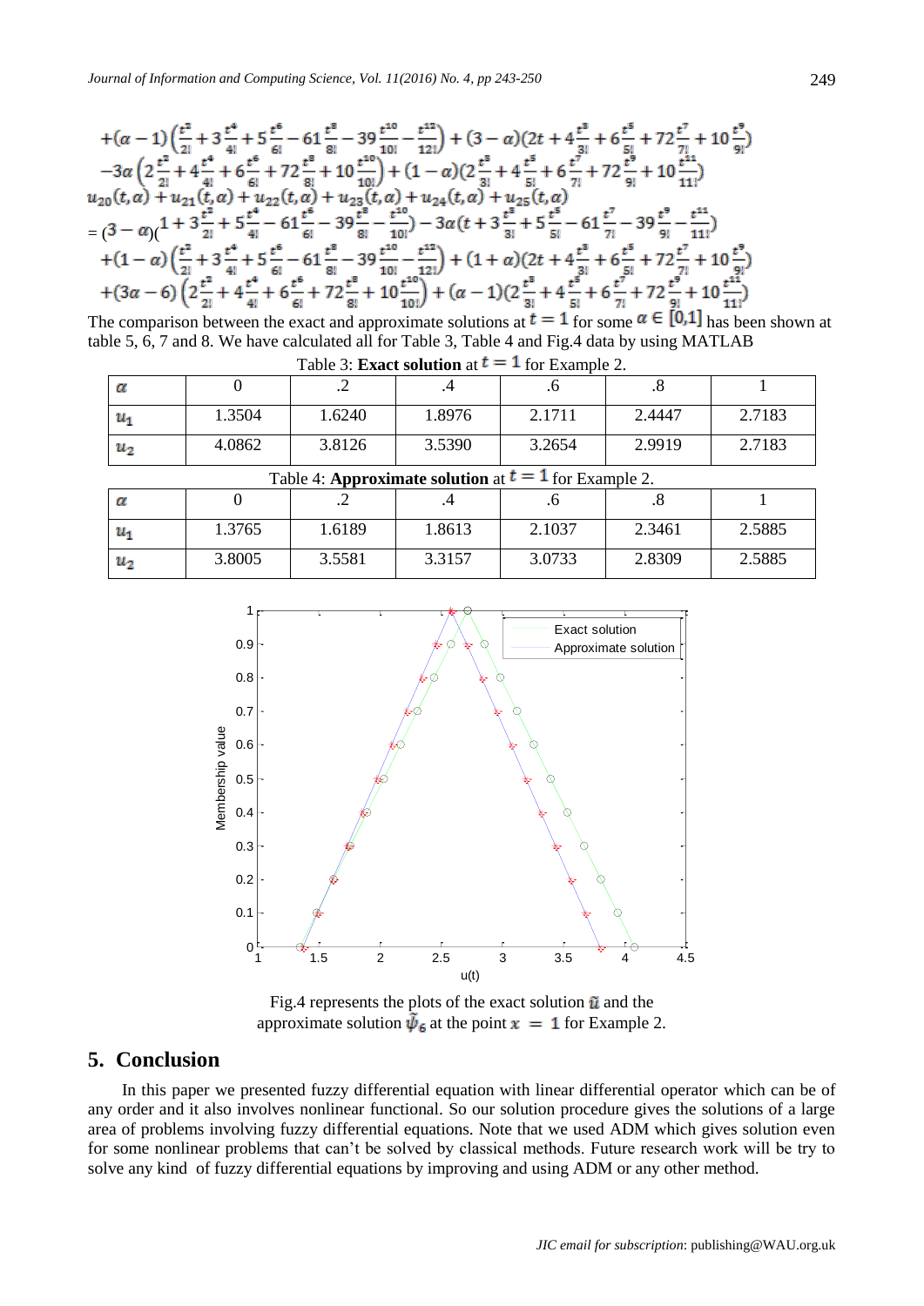$$+(\alpha-1)\left(\frac{t^2}{2!}+3\frac{t^4}{4!}+5\frac{t^6}{6!}-61\frac{t^8}{8!}-39\frac{t^{10}}{10!}-\frac{t^{12}}{12!}\right)+(3-\alpha)(2t+4\frac{t^3}{3!}+6\frac{t^5}{5!}+72\frac{t^7}{7!}+10\frac{t^9}{9!})$$
$$-3\alpha\left(2\frac{t^2}{2!}+4\frac{t^4}{4!}+6\frac{t^6}{6!}+72\frac{t^8}{8!}+10\frac{t^{10}}{10!}\right)+(1-\alpha)(2\frac{t^3}{3!}+4\frac{t^5}{5!}+6\frac{t^7}{7!}+72\frac{t^9}{9!}+10\frac{t^{11}}{11!})$$
$$u_{20}(t,\alpha)+u_{21}(t,\alpha)+u_{22}(t,\alpha)+u_{23}(t,\alpha)+u_{24}(t,\alpha)+u_{25}(t,\alpha)$$
$$=(3-\alpha)(1+3\frac{t^2}{2!}+5\frac{t^4}{4!}-61\frac{t^6}{6!}-39\frac{t^8}{8!}-\frac{t^{10}}{10!})-3\alpha(t+3\frac{t^3}{3!}+5\frac{t^5}{5!}-61\frac{t^7}{7!}-39\frac{t^9}{9!}-\frac{t^{11}}{11!})$$
$$+(1-\alpha)\left(\frac{t^2}{2!}+3\frac{t^4}{4!}+5\frac{t^6}{6!}-61\frac{t^8}{8!}-39\frac{t^{10}}{10!}-\frac{t^{12}}{12!}\right)+(1+\alpha)(2t+4\frac{t^3}{3!}+6\frac{t^5}{5!}+72\frac{t^7}{7!}+10\frac{t^9}{9!})$$
$$+(3\alpha-6)\left(2\frac{t^2}{2!}+4\frac{t^4}{4!}+6\frac{t^6}{6!}+72\frac{t^8}{8!}+10\frac{t^{10}}{10!}\right)+(\alpha-1)(2\frac{t^3}{3!}+4\frac{t^5}{5!}+6\frac{t^7}{7!}+72\frac{t^9}{9!}+10\frac{t^{11}}{11!})$$

The comparison between the exact and approximate solutions at $t=1$ for some $\alpha\in[0,1]$ has been shown at table 5, 6, 7 and 8. We have calculated all for Table 3, Table 4 and Fig.4 data by using MATLAB

Table 3: **Exact solution** at $t=1$ for Example 2.

| $\alpha$ | 0 | .2 | .4 | .6 | .8 | 1 |
|---|---|---|---|---|---|---|
| $u_1$ | 1.3504 | 1.6240 | 1.8976 | 2.1711 | 2.4447 | 2.7183 |
| $u_2$ | 4.0862 | 3.8126 | 3.5390 | 3.2654 | 2.9919 | 2.7183 |

Table 4: **Approximate solution** at $t=1$ for Example 2.

| $\alpha$ | 0 | .2 | .4 | .6 | .8 | 1 |
|---|---|---|---|---|---|---|
| $u_1$ | 1.3765 | 1.6189 | 1.8613 | 2.1037 | 2.3461 | 2.5885 |
| $u_2$ | 3.8005 | 3.5581 | 3.3157 | 3.0733 | 2.8309 | 2.5885 |

Fig.4 represents the plots of the exact solution $\tilde{u}$ and the approximate solution $\tilde{\psi}_6$ at the point $x=1$ for Example 2.

## 5. Conclusion

In this paper we presented fuzzy differential equation with linear differential operator which can be of any order and it also involves nonlinear functional. So our solution procedure gives the solutions of a large area of problems involving fuzzy differential equations. Note that we used ADM which gives solution even for some nonlinear problems that can't be solved by classical methods. Future research work will be try to solve any kind of fuzzy differential equations by improving and using ADM or any other method.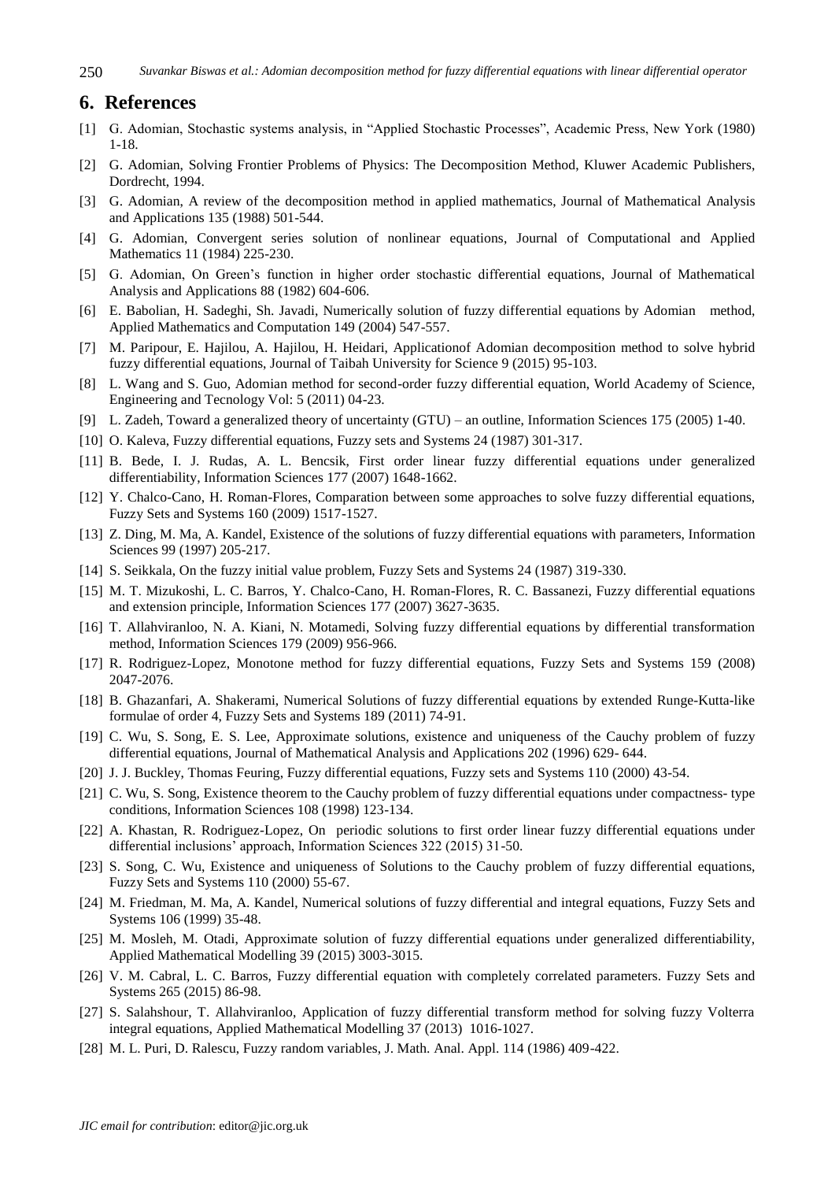## 6. References

[1] G. Adomian, Stochastic systems analysis, in "Applied Stochastic Processes", Academic Press, New York (1980) 1-18.

[2] G. Adomian, Solving Frontier Problems of Physics: The Decomposition Method, Kluwer Academic Publishers, Dordrecht, 1994.

[3] G. Adomian, A review of the decomposition method in applied mathematics, Journal of Mathematical Analysis and Applications 135 (1988) 501-544.

[4] G. Adomian, Convergent series solution of nonlinear equations, Journal of Computational and Applied Mathematics 11 (1984) 225-230.

[5] G. Adomian, On Green's function in higher order stochastic differential equations, Journal of Mathematical Analysis and Applications 88 (1982) 604-606.

[6] E. Babolian, H. Sadeghi, Sh. Javadi, Numerically solution of fuzzy differential equations by Adomian method, Applied Mathematics and Computation 149 (2004) 547-557.

[7] M. Paripour, E. Hajilou, A. Hajilou, H. Heidari, Applicationof Adomian decomposition method to solve hybrid fuzzy differential equations, Journal of Taibah University for Science 9 (2015) 95-103.

[8] L. Wang and S. Guo, Adomian method for second-order fuzzy differential equation, World Academy of Science, Engineering and Tecnology Vol: 5 (2011) 04-23.

[9] L. Zadeh, Toward a generalized theory of uncertainty (GTU) – an outline, Information Sciences 175 (2005) 1-40.

[10] O. Kaleva, Fuzzy differential equations, Fuzzy sets and Systems 24 (1987) 301-317.

[11] B. Bede, I. J. Rudas, A. L. Bencsik, First order linear fuzzy differential equations under generalized differentiability, Information Sciences 177 (2007) 1648-1662.

[12] Y. Chalco-Cano, H. Roman-Flores, Comparation between some approaches to solve fuzzy differential equations, Fuzzy Sets and Systems 160 (2009) 1517-1527.

[13] Z. Ding, M. Ma, A. Kandel, Existence of the solutions of fuzzy differential equations with parameters, Information Sciences 99 (1997) 205-217.

[14] S. Seikkala, On the fuzzy initial value problem, Fuzzy Sets and Systems 24 (1987) 319-330.

[15] M. T. Mizukoshi, L. C. Barros, Y. Chalco-Cano, H. Roman-Flores, R. C. Bassanezi, Fuzzy differential equations and extension principle, Information Sciences 177 (2007) 3627-3635.

[16] T. Allahviranloo, N. A. Kiani, N. Motamedi, Solving fuzzy differential equations by differential transformation method, Information Sciences 179 (2009) 956-966.

[17] R. Rodriguez-Lopez, Monotone method for fuzzy differential equations, Fuzzy Sets and Systems 159 (2008) 2047-2076.

[18] B. Ghazanfari, A. Shakerami, Numerical Solutions of fuzzy differential equations by extended Runge-Kutta-like formulae of order 4, Fuzzy Sets and Systems 189 (2011) 74-91.

[19] C. Wu, S. Song, E. S. Lee, Approximate solutions, existence and uniqueness of the Cauchy problem of fuzzy differential equations, Journal of Mathematical Analysis and Applications 202 (1996) 629- 644.

[20] J. J. Buckley, Thomas Feuring, Fuzzy differential equations, Fuzzy sets and Systems 110 (2000) 43-54.

[21] C. Wu, S. Song, Existence theorem to the Cauchy problem of fuzzy differential equations under compactness- type conditions, Information Sciences 108 (1998) 123-134.

[22] A. Khastan, R. Rodriguez-Lopez, On periodic solutions to first order linear fuzzy differential equations under differential inclusions' approach, Information Sciences 322 (2015) 31-50.

[23] S. Song, C. Wu, Existence and uniqueness of Solutions to the Cauchy problem of fuzzy differential equations, Fuzzy Sets and Systems 110 (2000) 55-67.

[24] M. Friedman, M. Ma, A. Kandel, Numerical solutions of fuzzy differential and integral equations, Fuzzy Sets and Systems 106 (1999) 35-48.

[25] M. Mosleh, M. Otadi, Approximate solution of fuzzy differential equations under generalized differentiability, Applied Mathematical Modelling 39 (2015) 3003-3015.

[26] V. M. Cabral, L. C. Barros, Fuzzy differential equation with completely correlated parameters. Fuzzy Sets and Systems 265 (2015) 86-98.

[27] S. Salahshour, T. Allahviranloo, Application of fuzzy differential transform method for solving fuzzy Volterra integral equations, Applied Mathematical Modelling 37 (2013) 1016-1027.

[28] M. L. Puri, D. Ralescu, Fuzzy random variables, J. Math. Anal. Appl. 114 (1986) 409-422.